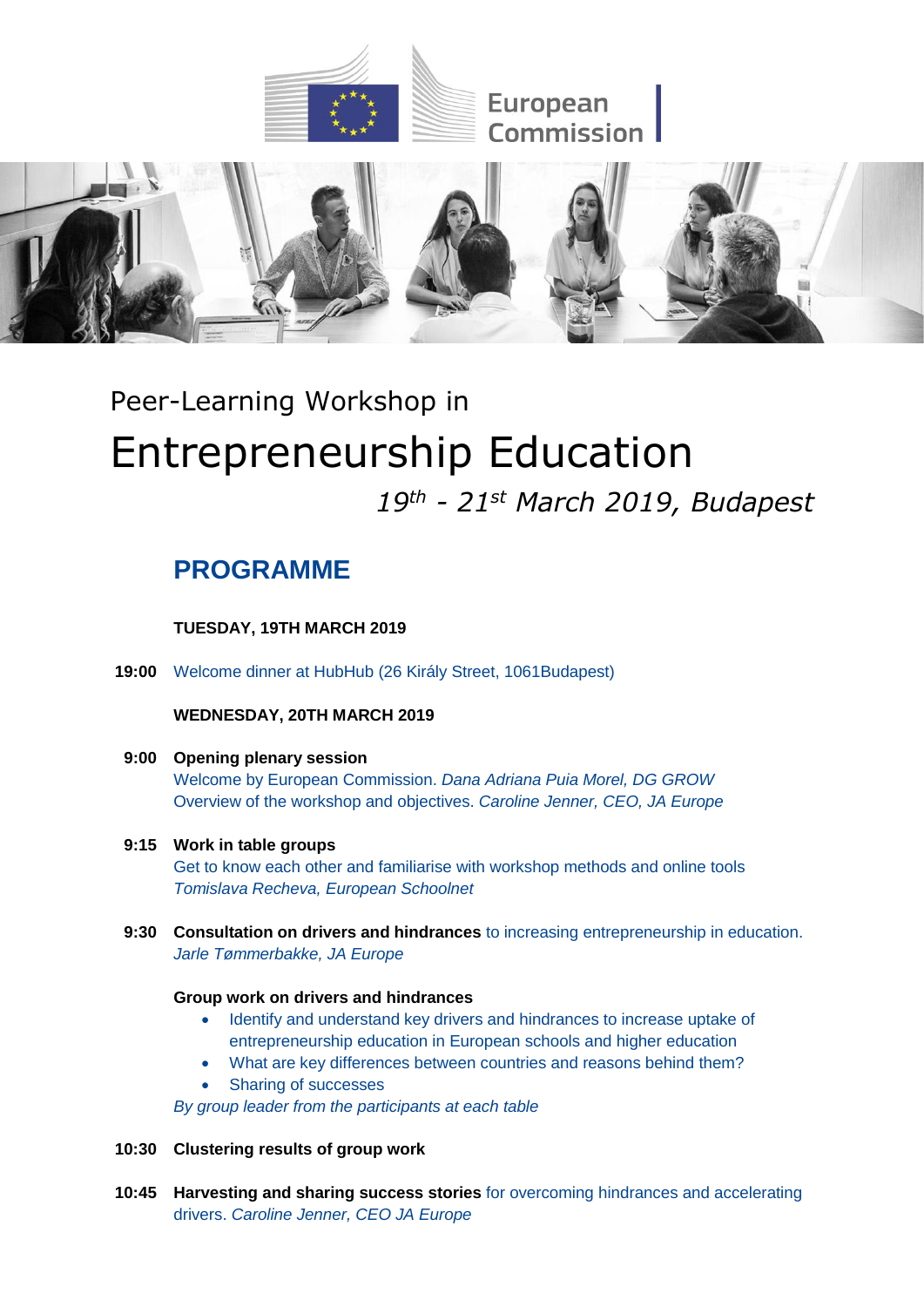European Commission

Peer-Learning Workshop in

# Entrepreneurship Education

*19th - 21st March 2019, Budapest*

## PROGRAMME

**TUESDAY, 19TH MARCH 2019**

**19:00** Welcome dinner at HubHub (26 Király Street, 1061Budapest)

**WEDNESDAY, 20TH MARCH 2019**

**9:00 Opening plenary session**
Welcome by European Commission. *Dana Adriana Puia Morel, DG GROW*
Overview of the workshop and objectives. *Caroline Jenner, CEO, JA Europe*

**9:15 Work in table groups**
Get to know each other and familiarise with workshop methods and online tools
*Tomislava Recheva, European Schoolnet*

**9:30 Consultation on drivers and hindrances** to increasing entrepreneurship in education.
*Jarle Tømmerbakke, JA Europe*

**Group work on drivers and hindrances**

- Identify and understand key drivers and hindrances to increase uptake of entrepreneurship education in European schools and higher education
- What are key differences between countries and reasons behind them?
- Sharing of successes

*By group leader from the participants at each table*

**10:30 Clustering results of group work**

**10:45 Harvesting and sharing success stories** for overcoming hindrances and accelerating drivers. *Caroline Jenner, CEO JA Europe*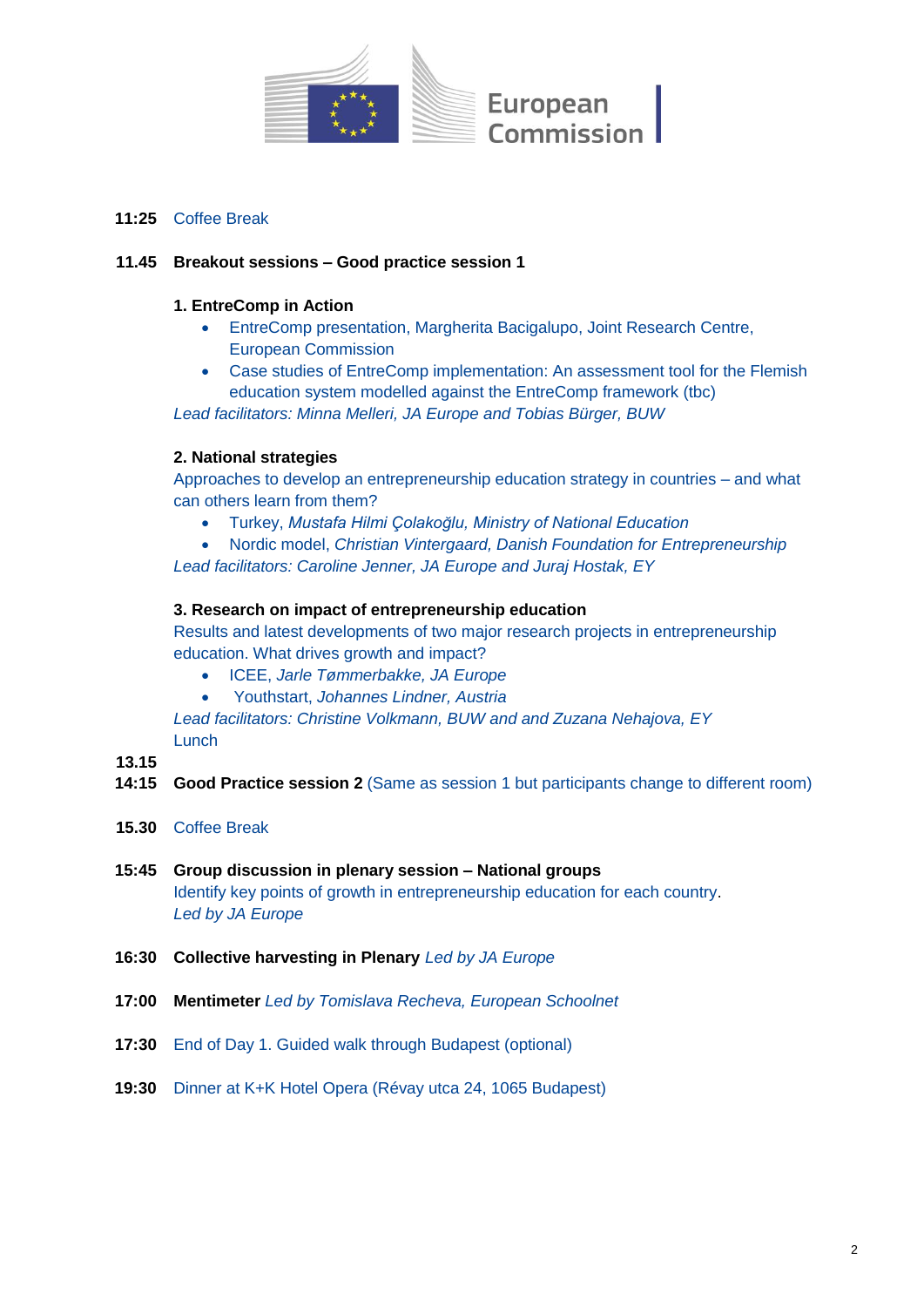**11:25** Coffee Break

**11.45** **Breakout sessions – Good practice session 1**

**1. EntreComp in Action**

- EntreComp presentation, Margherita Bacigalupo, Joint Research Centre, European Commission
- Case studies of EntreComp implementation: An assessment tool for the Flemish education system modelled against the EntreComp framework (tbc)

*Lead facilitators: Minna Melleri, JA Europe and Tobias Bürger, BUW*

**2. National strategies**

Approaches to develop an entrepreneurship education strategy in countries – and what can others learn from them?

- Turkey, *Mustafa Hilmi Çolakoğlu, Ministry of National Education*
- Nordic model, *Christian Vintergaard, Danish Foundation for Entrepreneurship*

*Lead facilitators: Caroline Jenner, JA Europe and Juraj Hostak, EY*

**3. Research on impact of entrepreneurship education**

Results and latest developments of two major research projects in entrepreneurship education. What drives growth and impact?

- ICEE, *Jarle Tømmerbakke, JA Europe*
- Youthstart, *Johannes Lindner, Austria*

*Lead facilitators: Christine Volkmann, BUW and and Zuzana Nehajova, EY*

**13.15** Lunch

**14:15** **Good Practice session 2** (Same as session 1 but participants change to different room)

**15.30** Coffee Break

**15:45** **Group discussion in plenary session – National groups**
Identify key points of growth in entrepreneurship education for each country.
*Led by JA Europe*

**16:30** **Collective harvesting in Plenary** *Led by JA Europe*

**17:00** **Mentimeter** *Led by Tomislava Recheva, European Schoolnet*

**17:30** End of Day 1. Guided walk through Budapest (optional)

**19:30** Dinner at K+K Hotel Opera (Révay utca 24, 1065 Budapest)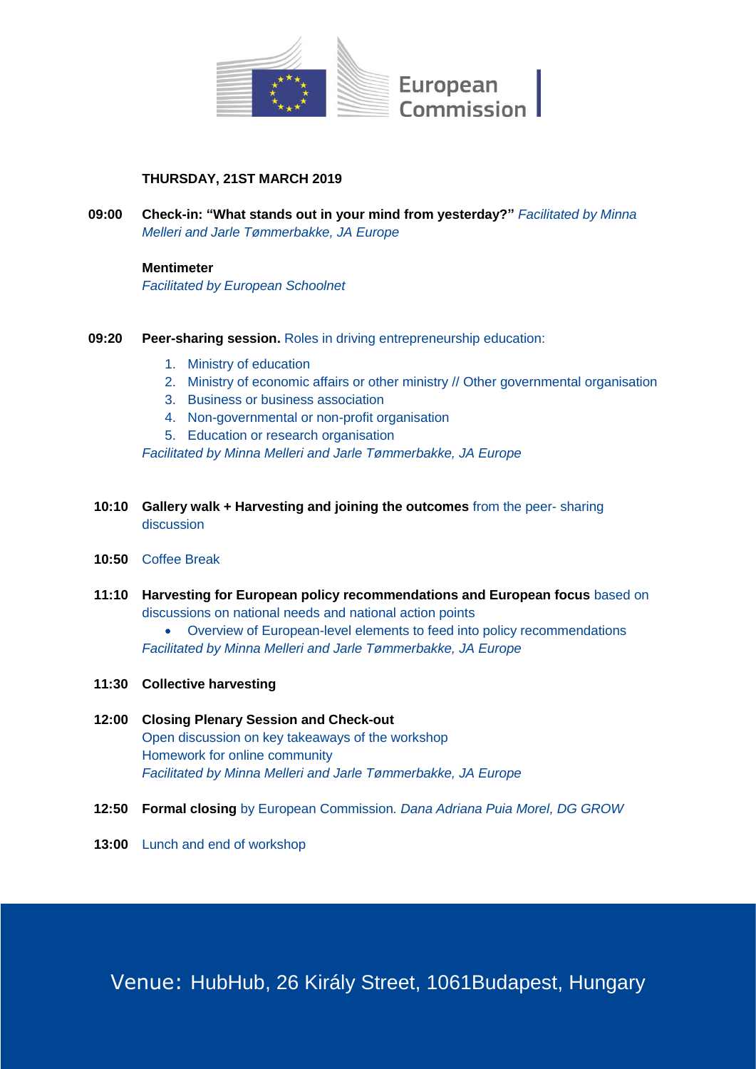European Commission

**THURSDAY, 21ST MARCH 2019**

**09:00** **Check-in: "What stands out in your mind from yesterday?"** *Facilitated by Minna Melleri and Jarle Tømmerbakke, JA Europe*

**Mentimeter**
*Facilitated by European Schoolnet*

**09:20** **Peer-sharing session.** Roles in driving entrepreneurship education:

1. Ministry of education
2. Ministry of economic affairs or other ministry // Other governmental organisation
3. Business or business association
4. Non-governmental or non-profit organisation
5. Education or research organisation

*Facilitated by Minna Melleri and Jarle Tømmerbakke, JA Europe*

**10:10** **Gallery walk + Harvesting and joining the outcomes** from the peer- sharing discussion

**10:50** Coffee Break

**11:10** **Harvesting for European policy recommendations and European focus** based on discussions on national needs and national action points

- Overview of European-level elements to feed into policy recommendations

*Facilitated by Minna Melleri and Jarle Tømmerbakke, JA Europe*

**11:30** **Collective harvesting**

**12:00** **Closing Plenary Session and Check-out**
Open discussion on key takeaways of the workshop
Homework for online community
*Facilitated by Minna Melleri and Jarle Tømmerbakke, JA Europe*

**12:50** **Formal closing** by European Commission. *Dana Adriana Puia Morel, DG GROW*

**13:00** Lunch and end of workshop

Venue: HubHub, 26 Király Street, 1061Budapest, Hungary